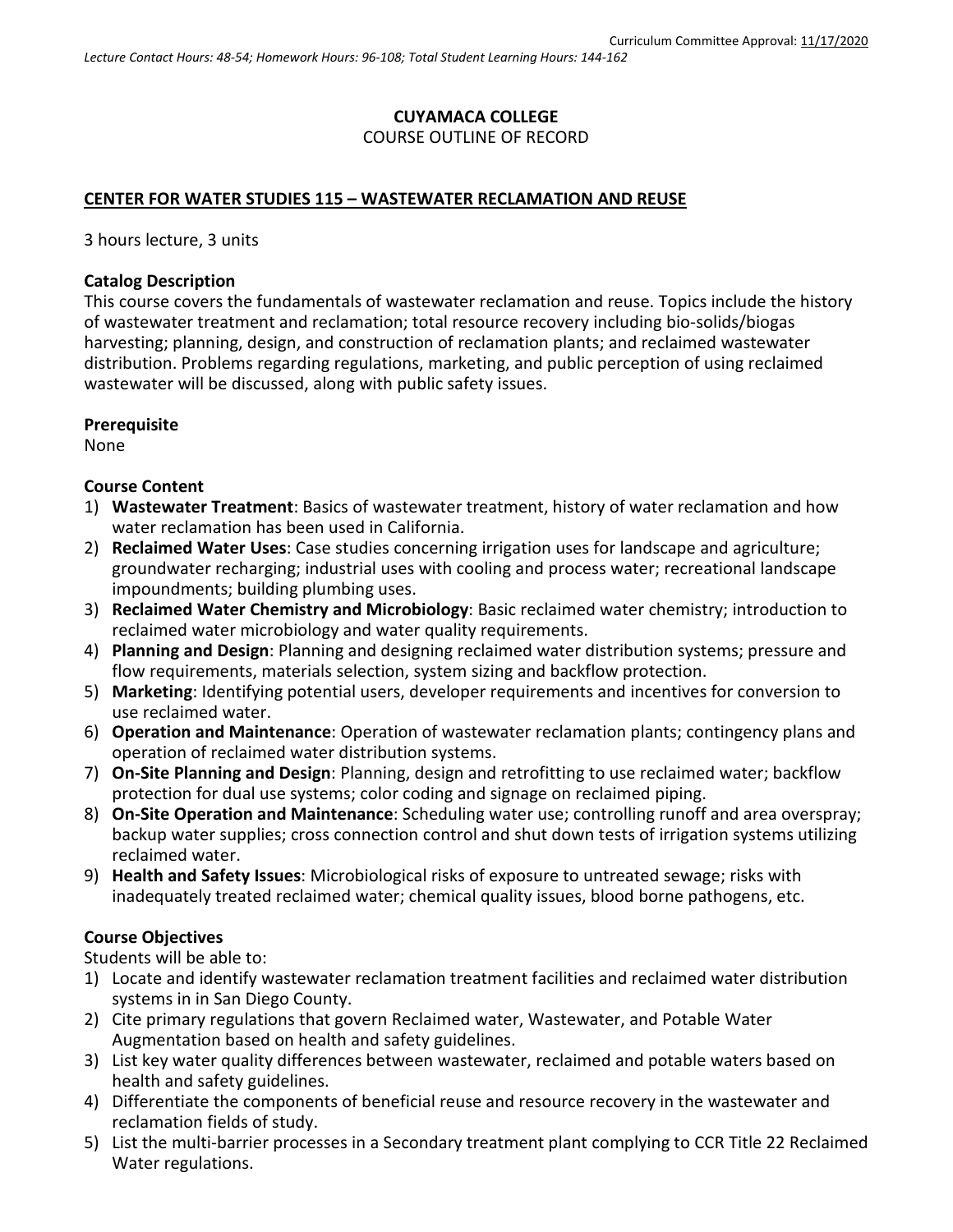Curriculum Committee Approval: 11/17/2020

*Lecture Contact Hours: 48-54; Homework Hours: 96-108; Total Student Learning Hours: 144-162*

**CUYAMACA COLLEGE**
COURSE OUTLINE OF RECORD

**CENTER FOR WATER STUDIES 115 – WASTEWATER RECLAMATION AND REUSE**

3 hours lecture, 3 units

**Catalog Description**
This course covers the fundamentals of wastewater reclamation and reuse. Topics include the history of wastewater treatment and reclamation; total resource recovery including bio-solids/biogas harvesting; planning, design, and construction of reclamation plants; and reclaimed wastewater distribution. Problems regarding regulations, marketing, and public perception of using reclaimed wastewater will be discussed, along with public safety issues.

**Prerequisite**
None

**Course Content**
1) **Wastewater Treatment**: Basics of wastewater treatment, history of water reclamation and how water reclamation has been used in California.
2) **Reclaimed Water Uses**: Case studies concerning irrigation uses for landscape and agriculture; groundwater recharging; industrial uses with cooling and process water; recreational landscape impoundments; building plumbing uses.
3) **Reclaimed Water Chemistry and Microbiology**: Basic reclaimed water chemistry; introduction to reclaimed water microbiology and water quality requirements.
4) **Planning and Design**: Planning and designing reclaimed water distribution systems; pressure and flow requirements, materials selection, system sizing and backflow protection.
5) **Marketing**: Identifying potential users, developer requirements and incentives for conversion to use reclaimed water.
6) **Operation and Maintenance**: Operation of wastewater reclamation plants; contingency plans and operation of reclaimed water distribution systems.
7) **On-Site Planning and Design**: Planning, design and retrofitting to use reclaimed water; backflow protection for dual use systems; color coding and signage on reclaimed piping.
8) **On-Site Operation and Maintenance**: Scheduling water use; controlling runoff and area overspray; backup water supplies; cross connection control and shut down tests of irrigation systems utilizing reclaimed water.
9) **Health and Safety Issues**: Microbiological risks of exposure to untreated sewage; risks with inadequately treated reclaimed water; chemical quality issues, blood borne pathogens, etc.

**Course Objectives**
Students will be able to:
1) Locate and identify wastewater reclamation treatment facilities and reclaimed water distribution systems in in San Diego County.
2) Cite primary regulations that govern Reclaimed water, Wastewater, and Potable Water Augmentation based on health and safety guidelines.
3) List key water quality differences between wastewater, reclaimed and potable waters based on health and safety guidelines.
4) Differentiate the components of beneficial reuse and resource recovery in the wastewater and reclamation fields of study.
5) List the multi-barrier processes in a Secondary treatment plant complying to CCR Title 22 Reclaimed Water regulations.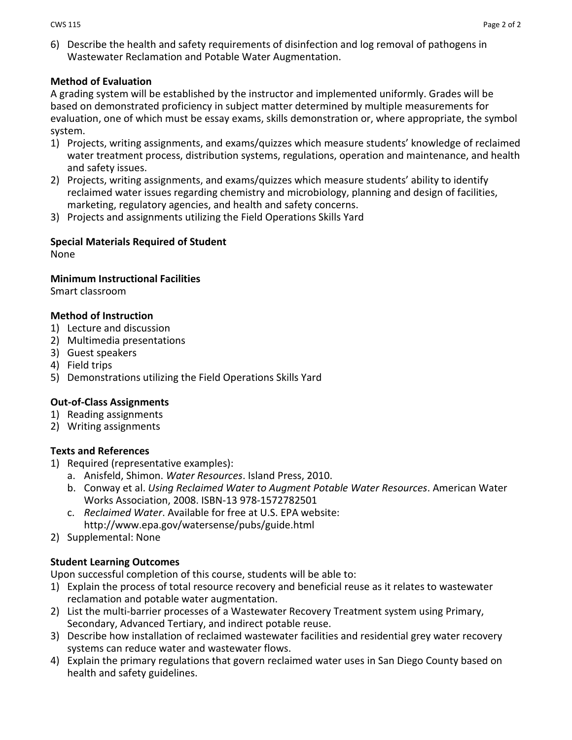6) Describe the health and safety requirements of disinfection and log removal of pathogens in Wastewater Reclamation and Potable Water Augmentation.

**Method of Evaluation**

A grading system will be established by the instructor and implemented uniformly. Grades will be based on demonstrated proficiency in subject matter determined by multiple measurements for evaluation, one of which must be essay exams, skills demonstration or, where appropriate, the symbol system.

1) Projects, writing assignments, and exams/quizzes which measure students' knowledge of reclaimed water treatment process, distribution systems, regulations, operation and maintenance, and health and safety issues.
2) Projects, writing assignments, and exams/quizzes which measure students' ability to identify reclaimed water issues regarding chemistry and microbiology, planning and design of facilities, marketing, regulatory agencies, and health and safety concerns.
3) Projects and assignments utilizing the Field Operations Skills Yard

**Special Materials Required of Student**

None

**Minimum Instructional Facilities**

Smart classroom

**Method of Instruction**

1) Lecture and discussion
2) Multimedia presentations
3) Guest speakers
4) Field trips
5) Demonstrations utilizing the Field Operations Skills Yard

**Out-of-Class Assignments**

1) Reading assignments
2) Writing assignments

**Texts and References**

1) Required (representative examples):
   a. Anisfeld, Shimon. *Water Resources*. Island Press, 2010.
   b. Conway et al. *Using Reclaimed Water to Augment Potable Water Resources*. American Water Works Association, 2008. ISBN-13 978-1572782501
   c. *Reclaimed Water*. Available for free at U.S. EPA website: http://www.epa.gov/watersense/pubs/guide.html
2) Supplemental: None

**Student Learning Outcomes**

Upon successful completion of this course, students will be able to:

1) Explain the process of total resource recovery and beneficial reuse as it relates to wastewater reclamation and potable water augmentation.
2) List the multi-barrier processes of a Wastewater Recovery Treatment system using Primary, Secondary, Advanced Tertiary, and indirect potable reuse.
3) Describe how installation of reclaimed wastewater facilities and residential grey water recovery systems can reduce water and wastewater flows.
4) Explain the primary regulations that govern reclaimed water uses in San Diego County based on health and safety guidelines.